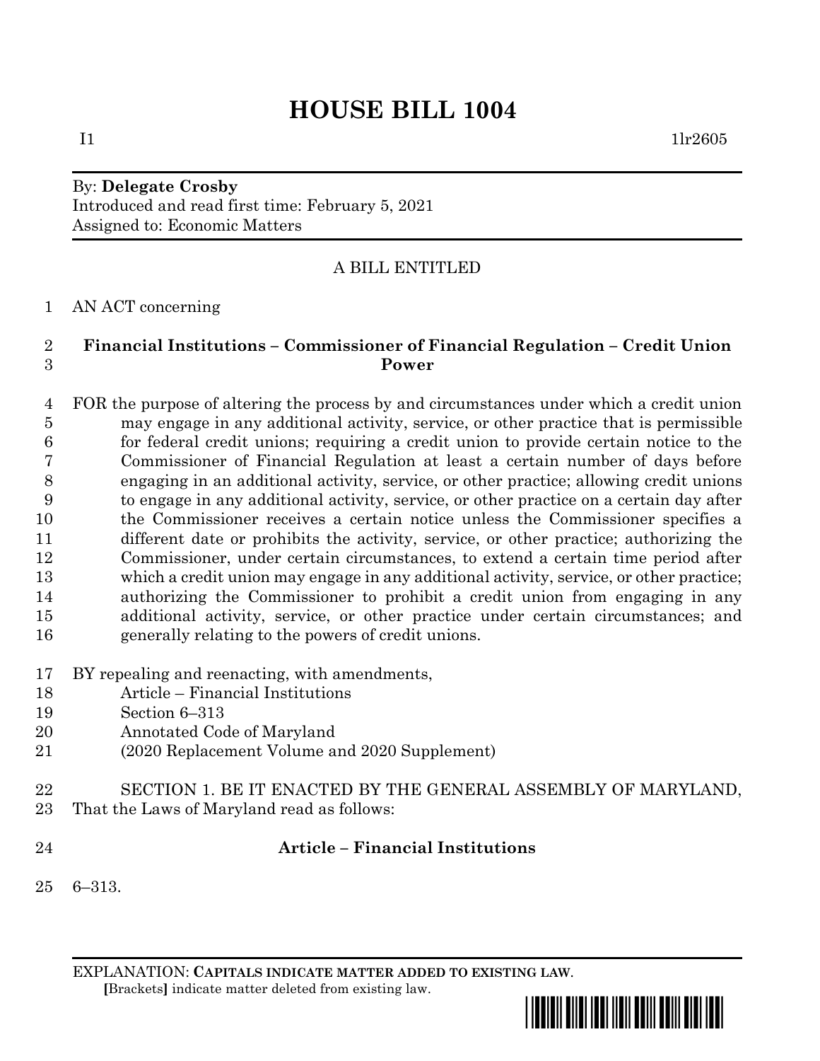# HOUSE BILL 1004

I1 1lr2605

By: **Delegate Crosby**
Introduced and read first time: February 5, 2021
Assigned to: Economic Matters

A BILL ENTITLED

AN ACT concerning

**Financial Institutions – Commissioner of Financial Regulation – Credit Union Power**

FOR the purpose of altering the process by and circumstances under which a credit union may engage in any additional activity, service, or other practice that is permissible for federal credit unions; requiring a credit union to provide certain notice to the Commissioner of Financial Regulation at least a certain number of days before engaging in an additional activity, service, or other practice; allowing credit unions to engage in any additional activity, service, or other practice on a certain day after the Commissioner receives a certain notice unless the Commissioner specifies a different date or prohibits the activity, service, or other practice; authorizing the Commissioner, under certain circumstances, to extend a certain time period after which a credit union may engage in any additional activity, service, or other practice; authorizing the Commissioner to prohibit a credit union from engaging in any additional activity, service, or other practice under certain circumstances; and generally relating to the powers of credit unions.

BY repealing and reenacting, with amendments,
Article – Financial Institutions
Section 6–313
Annotated Code of Maryland
(2020 Replacement Volume and 2020 Supplement)

SECTION 1. BE IT ENACTED BY THE GENERAL ASSEMBLY OF MARYLAND, That the Laws of Maryland read as follows:

**Article – Financial Institutions**

6–313.

EXPLANATION: **CAPITALS INDICATE MATTER ADDED TO EXISTING LAW**.
[Brackets] indicate matter deleted from existing law.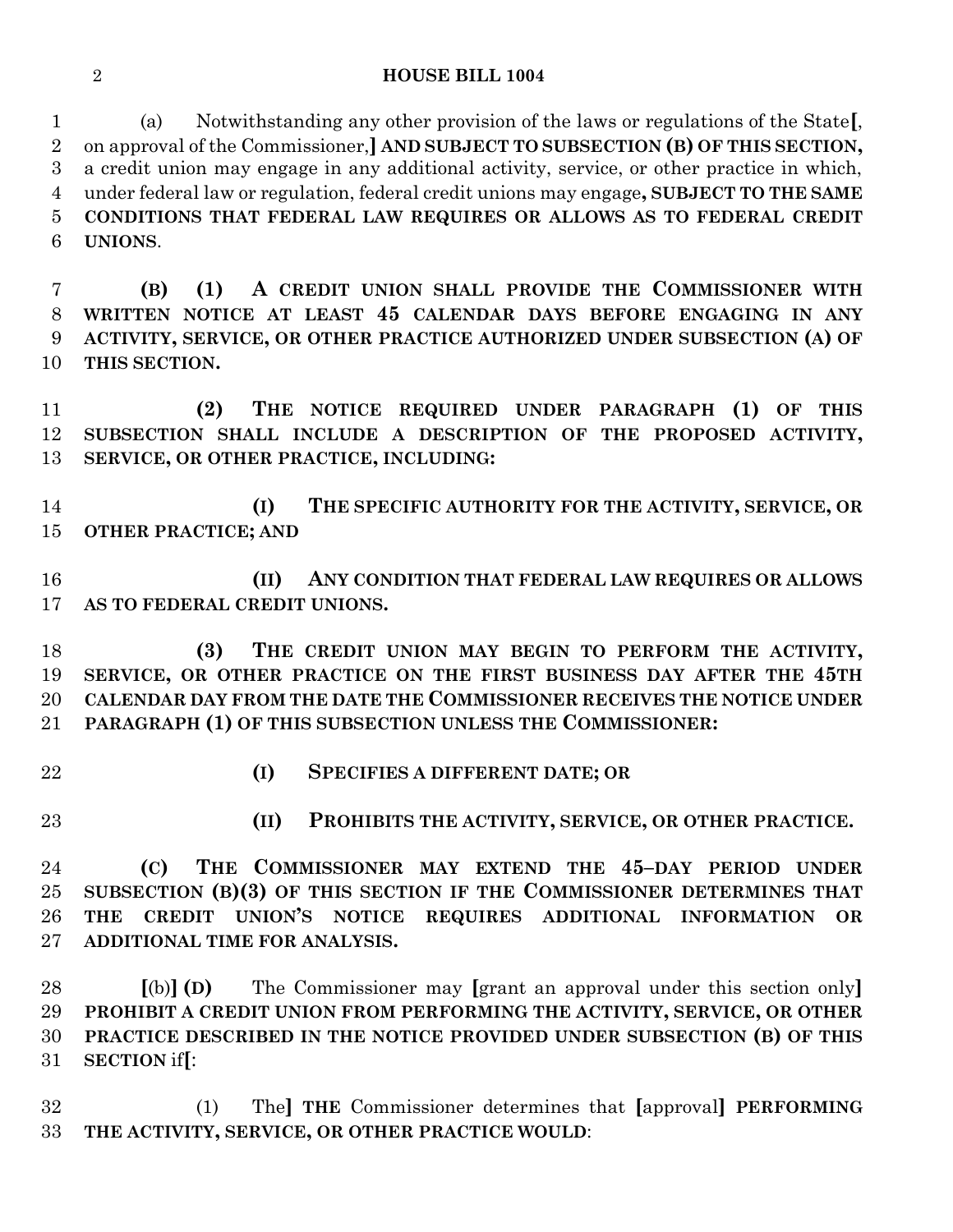(a) Notwithstanding any other provision of the laws or regulations of the State[, on approval of the Commissioner,] **AND SUBJECT TO SUBSECTION (B) OF THIS SECTION,** a credit union may engage in any additional activity, service, or other practice in which, under federal law or regulation, federal credit unions may engage**, SUBJECT TO THE SAME CONDITIONS THAT FEDERAL LAW REQUIRES OR ALLOWS AS TO FEDERAL CREDIT UNIONS**.

**(B) (1) A CREDIT UNION SHALL PROVIDE THE COMMISSIONER WITH WRITTEN NOTICE AT LEAST 45 CALENDAR DAYS BEFORE ENGAGING IN ANY ACTIVITY, SERVICE, OR OTHER PRACTICE AUTHORIZED UNDER SUBSECTION (A) OF THIS SECTION.**

**(2) THE NOTICE REQUIRED UNDER PARAGRAPH (1) OF THIS SUBSECTION SHALL INCLUDE A DESCRIPTION OF THE PROPOSED ACTIVITY, SERVICE, OR OTHER PRACTICE, INCLUDING:**

**(I) THE SPECIFIC AUTHORITY FOR THE ACTIVITY, SERVICE, OR OTHER PRACTICE; AND**

**(II) ANY CONDITION THAT FEDERAL LAW REQUIRES OR ALLOWS AS TO FEDERAL CREDIT UNIONS.**

**(3) THE CREDIT UNION MAY BEGIN TO PERFORM THE ACTIVITY, SERVICE, OR OTHER PRACTICE ON THE FIRST BUSINESS DAY AFTER THE 45TH CALENDAR DAY FROM THE DATE THE COMMISSIONER RECEIVES THE NOTICE UNDER PARAGRAPH (1) OF THIS SUBSECTION UNLESS THE COMMISSIONER:**

**(I) SPECIFIES A DIFFERENT DATE; OR**

**(II) PROHIBITS THE ACTIVITY, SERVICE, OR OTHER PRACTICE.**

**(C) THE COMMISSIONER MAY EXTEND THE 45–DAY PERIOD UNDER SUBSECTION (B)(3) OF THIS SECTION IF THE COMMISSIONER DETERMINES THAT THE CREDIT UNION'S NOTICE REQUIRES ADDITIONAL INFORMATION OR ADDITIONAL TIME FOR ANALYSIS.**

[(b)] **(D)** The Commissioner may [grant an approval under this section only] **PROHIBIT A CREDIT UNION FROM PERFORMING THE ACTIVITY, SERVICE, OR OTHER PRACTICE DESCRIBED IN THE NOTICE PROVIDED UNDER SUBSECTION (B) OF THIS SECTION** if[:

(1) The] **THE** Commissioner determines that [approval] **PERFORMING THE ACTIVITY, SERVICE, OR OTHER PRACTICE WOULD**: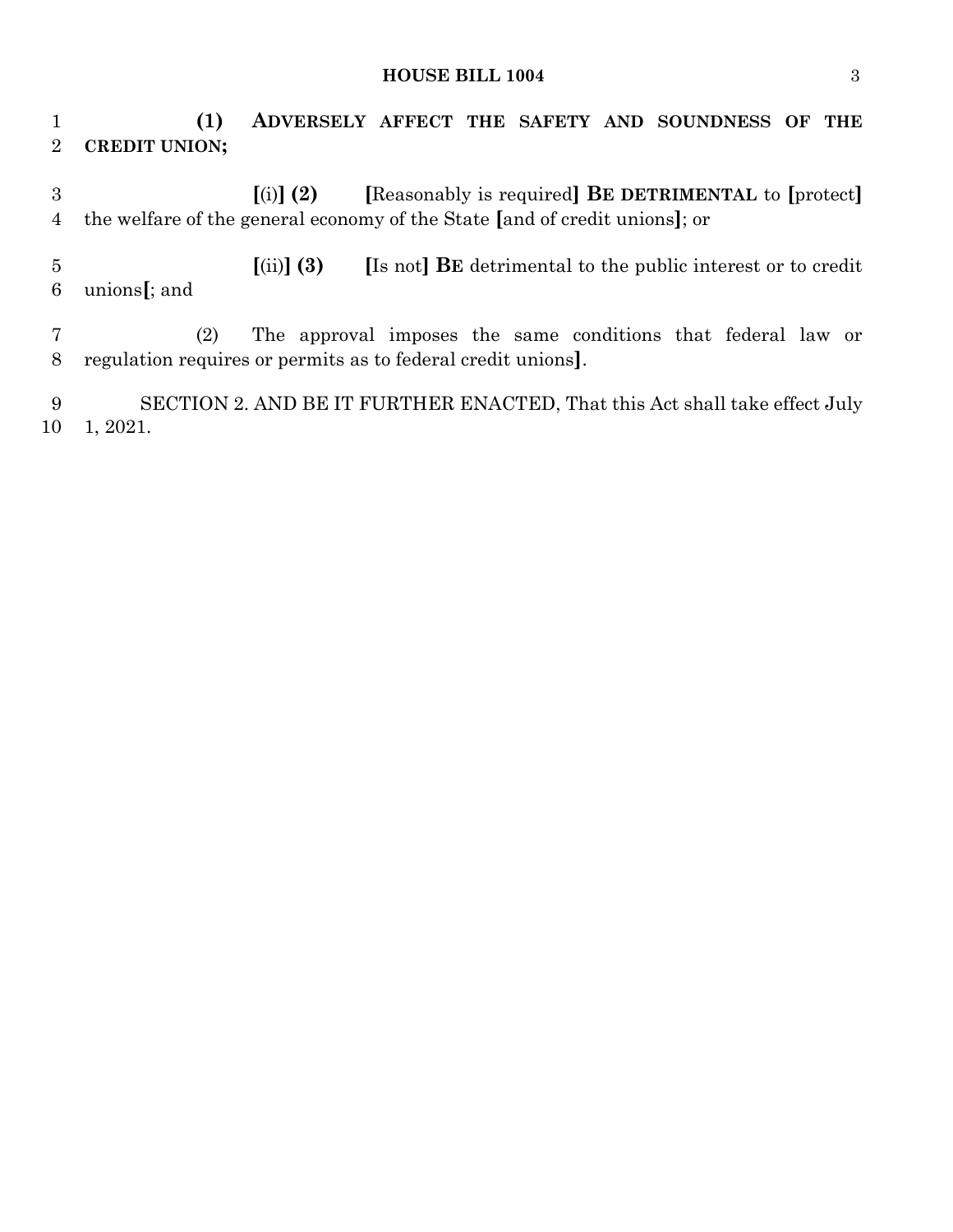**(1) ADVERSELY AFFECT THE SAFETY AND SOUNDNESS OF THE CREDIT UNION;**

[(i)] **(2)** [Reasonably is required] **BE DETRIMENTAL** to [protect] the welfare of the general economy of the State [and of credit unions]; or

[(ii)] **(3)** [Is not] **BE** detrimental to the public interest or to credit unions[; and

(2) The approval imposes the same conditions that federal law or regulation requires or permits as to federal credit unions].

SECTION 2. AND BE IT FURTHER ENACTED, That this Act shall take effect July 1, 2021.